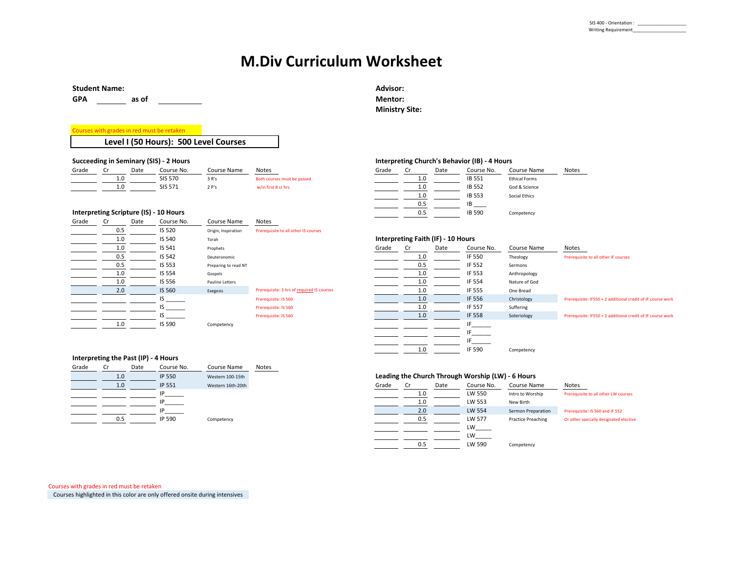SIS 400 - Orientation : ____________________
Writing Requirement______________________

# M.Div Curriculum Worksheet

**Student Name:**
**GPA** ________ **as of** ____________

**Advisor:**
**Mentor:**
**Ministry Site:**

Courses with grades in red must be retaken

## Level I (50 Hours): 500 Level Courses

### Succeeding in Seminary (SIS) - 2 Hours

| Grade | Cr | Date | Course No. | Course Name | Notes |
|---|---|---|---|---|---|
| | 1.0 | | SIS 570 | 3 R's | Both courses must be passed |
| | 1.0 | | SIS 571 | 2 P's | w/in first 8 cr hrs |

### Interpreting Scripture (IS) - 10 Hours

| Grade | Cr | Date | Course No. | Course Name | Notes |
|---|---|---|---|---|---|
| | 0.5 | | IS 520 | Origin, Inspiration | Prerequisite to all other IS courses |
| | 1.0 | | IS 540 | Torah | |
| | 1.0 | | IS 541 | Prophets | |
| | 0.5 | | IS 542 | Deuteronomic | |
| | 0.5 | | IS 553 | Preparing to read NT | |
| | 1.0 | | IS 554 | Gospels | |
| | 1.0 | | IS 556 | Pauline Letters | |
| | 2.0 | | IS 560 | Exegesis | Prerequisite: 3 hrs of required IS courses |
| | | | IS ______ | | Prerequisite: IS 560 |
| | | | IS ______ | | Prerequisite: IS 560 |
| | | | IS ______ | | Prerequisite: IS 560 |
| | 1.0 | | IS 590 | Competency | |

### Interpreting the Past (IP) - 4 Hours

| Grade | Cr | Date | Course No. | Course Name | Notes |
|---|---|---|---|---|---|
| | 1.0 | | IP 550 | Western 100-15th | |
| | 1.0 | | IP 551 | Western 16th-20th | |
| | | | IP______ | | |
| | | | IP______ | | |
| | | | IP______ | | |
| | 0.5 | | IP 590 | Competency | |

### Interpreting Church's Behavior (IB) - 4 Hours

| Grade | Cr | Date | Course No. | Course Name | Notes |
|---|---|---|---|---|---|
| | 1.0 | | IB 551 | Ethical Forms | |
| | 1.0 | | IB 552 | God & Science | |
| | 1.0 | | IB 553 | Social Ethics | |
| | 0.5 | | IB ____ | | |
| | 0.5 | | IB 590 | Competency | |

### Interpreting Faith (IF) - 10 Hours

| Grade | Cr | Date | Course No. | Course Name | Notes |
|---|---|---|---|---|---|
| | 1.0 | | IF 550 | Theology | Prerequisite to all other IF courses |
| | 0.5 | | IF 552 | Sermons | |
| | 1.0 | | IF 553 | Anthropology | |
| | 1.0 | | IF 554 | Nature of God | |
| | 1.0 | | IF 555 | One Bread | |
| | 1.0 | | IF 556 | Christology | Prerequisite: IF550 + 2 additional credit of IF course work |
| | 1.0 | | IF 557 | Suffering | |
| | 1.0 | | IF 558 | Soteriology | Prerequisite: IF550 + 2 additional credit of IF course work |
| | | | IF______ | | |
| | | | IF______ | | |
| | | | IF______ | | |
| | 1.0 | | IF 590 | Competency | |

### Leading the Church Through Worship (LW) - 6 Hours

| Grade | Cr | Date | Course No. | Course Name | Notes |
|---|---|---|---|---|---|
| | 1.0 | | LW 550 | Intro to Worship | Prerequisite to all other LW courses |
| | 1.0 | | LW 553 | New Birth | |
| | 2.0 | | LW 554 | Sermon Preparation | Prerequisite: IS 560 and IF 552 |
| | 0.5 | | LW 577 | Practice Preaching | Or other specially designated elective |
| | | | LW______ | | |
| | | | LW______ | | |
| | 0.5 | | LW 590 | Competency | |

Courses with grades in red must be retaken
Courses highlighted in this color are only offered onsite during intensives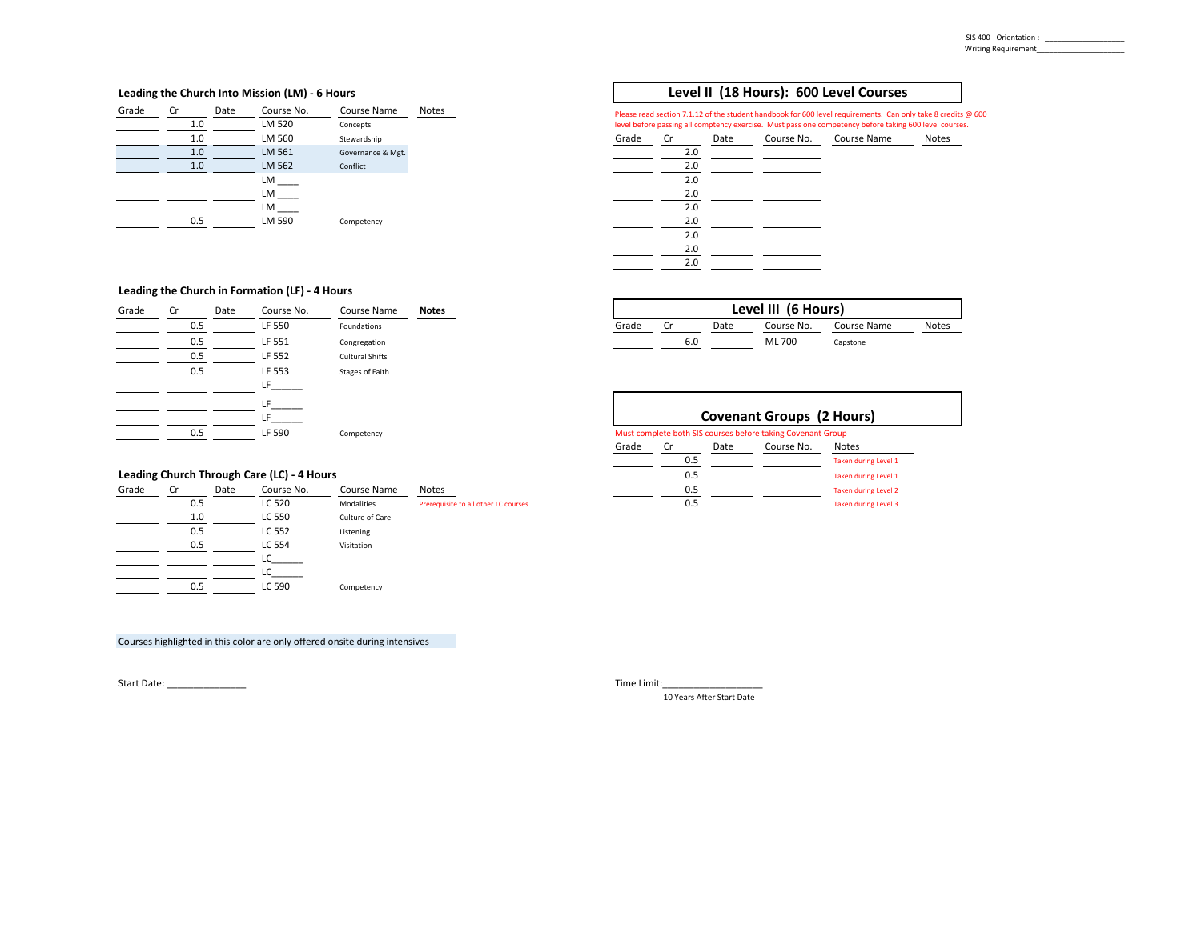SIS 400 - Orientation : ____________________
Writing Requirement____________________

### Leading the Church Into Mission (LM) - 6 Hours

| Grade | Cr | Date | Course No. | Course Name | Notes |
|---|---|---|---|---|---|
| | 1.0 | | LM 520 | Concepts | |
| | 1.0 | | LM 560 | Stewardship | |
| | 1.0 | | LM 561 | Governance & Mgt. | |
| | 1.0 | | LM 562 | Conflict | |
| | | | LM ____ | | |
| | | | LM ____ | | |
| | | | LM ____ | | |
| | 0.5 | | LM 590 | Competency | |

### Leading the Church in Formation (LF) - 4 Hours

| Grade | Cr | Date | Course No. | Course Name | **Notes** |
|---|---|---|---|---|---|
| | 0.5 | | LF 550 | Foundations | |
| | 0.5 | | LF 551 | Congregation | |
| | 0.5 | | LF 552 | Cultural Shifts | |
| | 0.5 | | LF 553 | Stages of Faith | |
| | | | LF______ | | |
| | | | LF______ | | |
| | | | LF______ | | |
| | 0.5 | | LF 590 | Competency | |

### Leading Church Through Care (LC) - 4 Hours

| Grade | Cr | Date | Course No. | Course Name | Notes |
|---|---|---|---|---|---|
| | 0.5 | | LC 520 | Modalities | Prerequisite to all other LC courses |
| | 1.0 | | LC 550 | Culture of Care | |
| | 0.5 | | LC 552 | Listening | |
| | 0.5 | | LC 554 | Visitation | |
| | | | LC______ | | |
| | | | LC______ | | |
| | 0.5 | | LC 590 | Competency | |

Courses highlighted in this color are only offered onsite during intensives

Start Date: _______________

## Level II (18 Hours): 600 Level Courses

Please read section 7.1.12 of the student handbook for 600 level requirements. Can only take 8 credits @ 600 level before passing all comptency exercise. Must pass one competency before taking 600 level courses.

| Grade | Cr | Date | Course No. | Course Name | Notes |
|---|---|---|---|---|---|
| | 2.0 | | | | |
| | 2.0 | | | | |
| | 2.0 | | | | |
| | 2.0 | | | | |
| | 2.0 | | | | |
| | 2.0 | | | | |
| | 2.0 | | | | |
| | 2.0 | | | | |
| | 2.0 | | | | |

## Level III (6 Hours)

| Grade | Cr | Date | Course No. | Course Name | Notes |
|---|---|---|---|---|---|
| | 6.0 | | ML 700 | Capstone | |

## Covenant Groups (2 Hours)

Must complete both SIS courses before taking Covenant Group

| Grade | Cr | Date | Course No. | Notes |
|---|---|---|---|---|
| | 0.5 | | | Taken during Level 1 |
| | 0.5 | | | Taken during Level 1 |
| | 0.5 | | | Taken during Level 2 |
| | 0.5 | | | Taken during Level 3 |

Time Limit:____________________
10 Years After Start Date